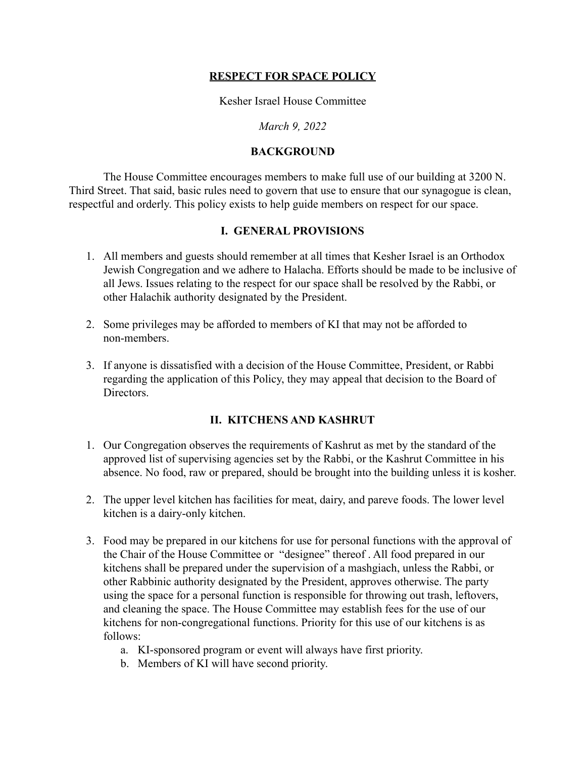# RESPECT FOR SPACE POLICY

Kesher Israel House Committee

*March 9, 2022*

## BACKGROUND

The House Committee encourages members to make full use of our building at 3200 N. Third Street. That said, basic rules need to govern that use to ensure that our synagogue is clean, respectful and orderly. This policy exists to help guide members on respect for our space.

## I. GENERAL PROVISIONS

1. All members and guests should remember at all times that Kesher Israel is an Orthodox Jewish Congregation and we adhere to Halacha. Efforts should be made to be inclusive of all Jews. Issues relating to the respect for our space shall be resolved by the Rabbi, or other Halachik authority designated by the President.

2. Some privileges may be afforded to members of KI that may not be afforded to non-members.

3. If anyone is dissatisfied with a decision of the House Committee, President, or Rabbi regarding the application of this Policy, they may appeal that decision to the Board of Directors.

## II. KITCHENS AND KASHRUT

1. Our Congregation observes the requirements of Kashrut as met by the standard of the approved list of supervising agencies set by the Rabbi, or the Kashrut Committee in his absence. No food, raw or prepared, should be brought into the building unless it is kosher.

2. The upper level kitchen has facilities for meat, dairy, and pareve foods. The lower level kitchen is a dairy-only kitchen.

3. Food may be prepared in our kitchens for use for personal functions with the approval of the Chair of the House Committee or "designee" thereof . All food prepared in our kitchens shall be prepared under the supervision of a mashgiach, unless the Rabbi, or other Rabbinic authority designated by the President, approves otherwise. The party using the space for a personal function is responsible for throwing out trash, leftovers, and cleaning the space. The House Committee may establish fees for the use of our kitchens for non-congregational functions. Priority for this use of our kitchens is as follows:
    a. KI-sponsored program or event will always have first priority.
    b. Members of KI will have second priority.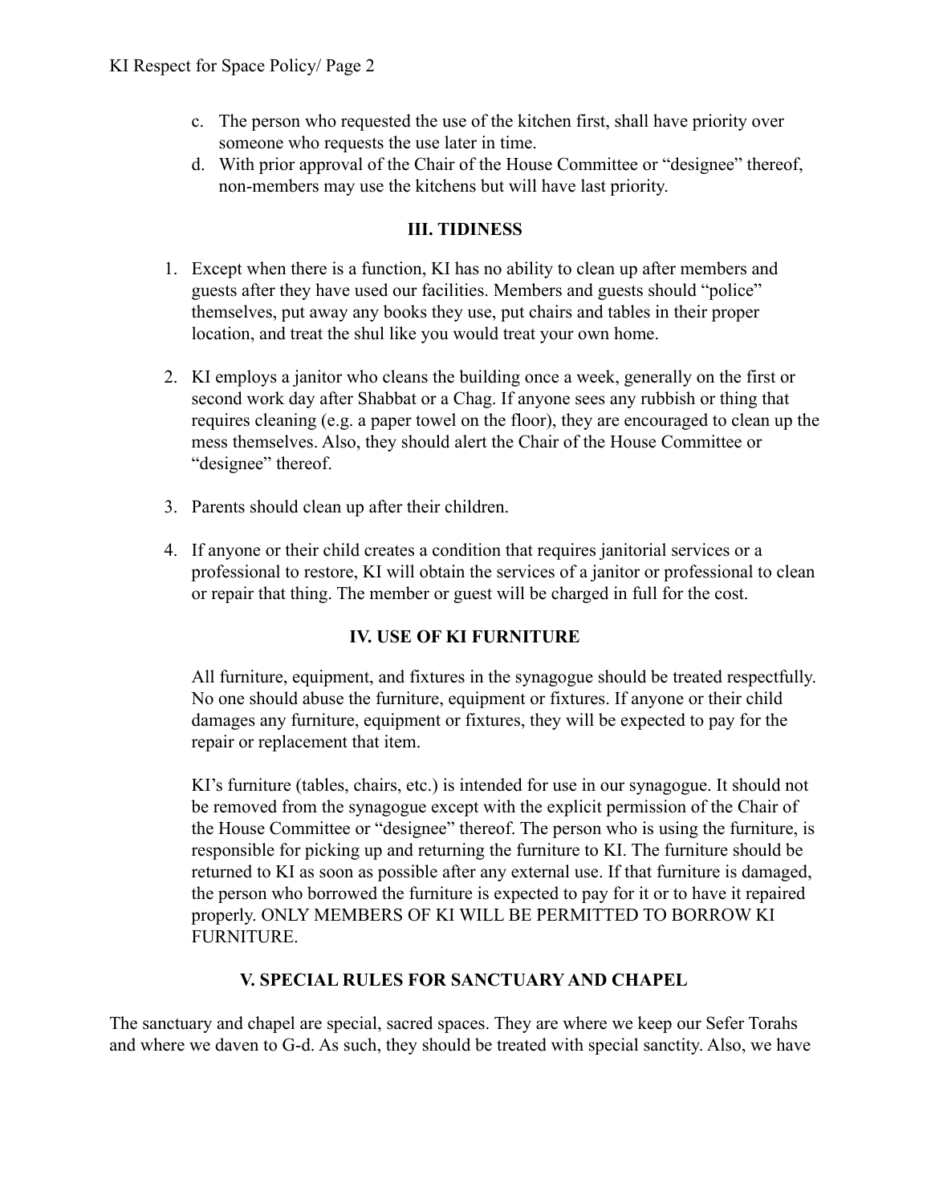c. The person who requested the use of the kitchen first, shall have priority over someone who requests the use later in time.
d. With prior approval of the Chair of the House Committee or "designee" thereof, non-members may use the kitchens but will have last priority.

## III. TIDINESS

1. Except when there is a function, KI has no ability to clean up after members and guests after they have used our facilities. Members and guests should "police" themselves, put away any books they use, put chairs and tables in their proper location, and treat the shul like you would treat your own home.

2. KI employs a janitor who cleans the building once a week, generally on the first or second work day after Shabbat or a Chag. If anyone sees any rubbish or thing that requires cleaning (e.g. a paper towel on the floor), they are encouraged to clean up the mess themselves. Also, they should alert the Chair of the House Committee or "designee" thereof.

3. Parents should clean up after their children.

4. If anyone or their child creates a condition that requires janitorial services or a professional to restore, KI will obtain the services of a janitor or professional to clean or repair that thing. The member or guest will be charged in full for the cost.

## IV. USE OF KI FURNITURE

All furniture, equipment, and fixtures in the synagogue should be treated respectfully. No one should abuse the furniture, equipment or fixtures. If anyone or their child damages any furniture, equipment or fixtures, they will be expected to pay for the repair or replacement that item.

KI's furniture (tables, chairs, etc.) is intended for use in our synagogue. It should not be removed from the synagogue except with the explicit permission of the Chair of the House Committee or "designee" thereof. The person who is using the furniture, is responsible for picking up and returning the furniture to KI. The furniture should be returned to KI as soon as possible after any external use. If that furniture is damaged, the person who borrowed the furniture is expected to pay for it or to have it repaired properly. ONLY MEMBERS OF KI WILL BE PERMITTED TO BORROW KI FURNITURE.

## V. SPECIAL RULES FOR SANCTUARY AND CHAPEL

The sanctuary and chapel are special, sacred spaces. They are where we keep our Sefer Torahs and where we daven to G-d. As such, they should be treated with special sanctity. Also, we have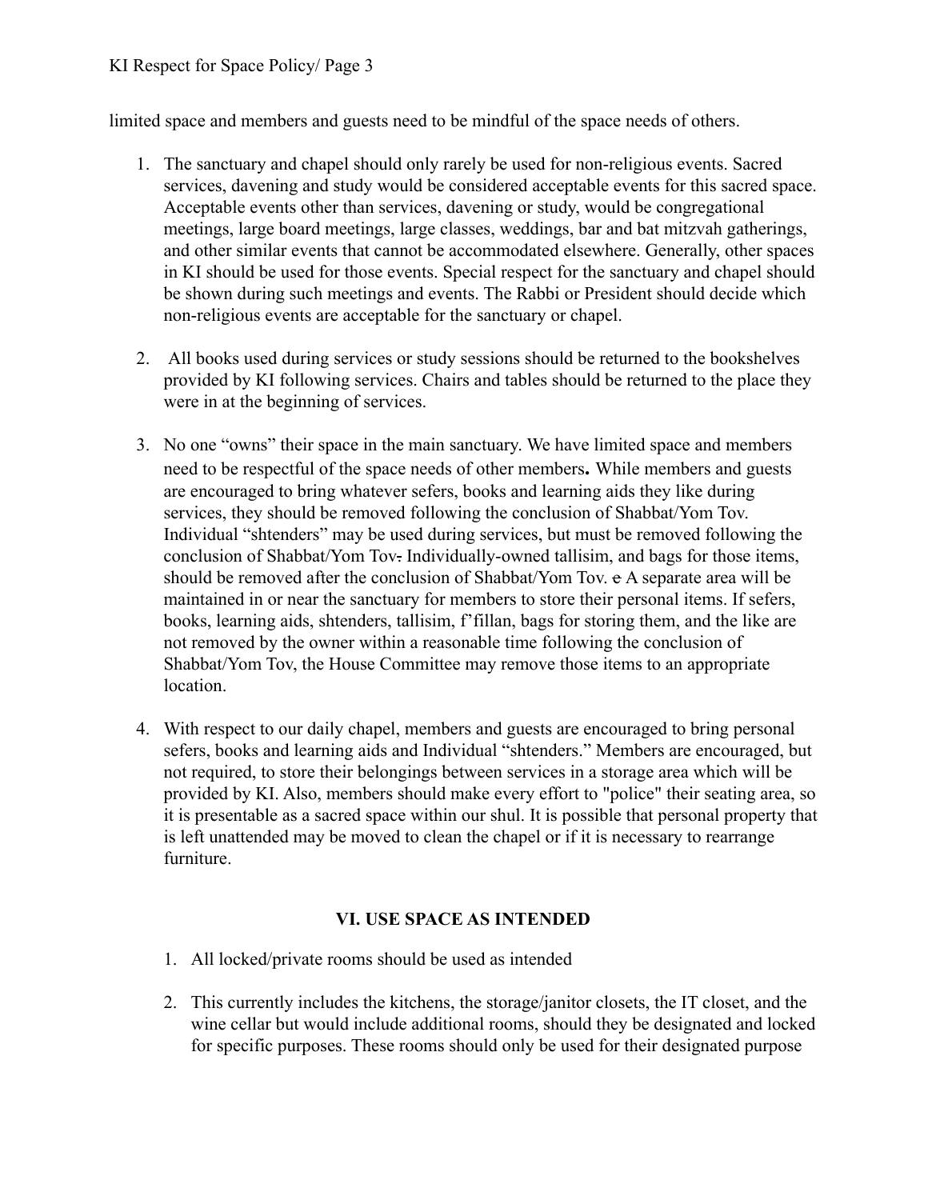limited space and members and guests need to be mindful of the space needs of others.

1. The sanctuary and chapel should only rarely be used for non-religious events. Sacred services, davening and study would be considered acceptable events for this sacred space. Acceptable events other than services, davening or study, would be congregational meetings, large board meetings, large classes, weddings, bar and bat mitzvah gatherings, and other similar events that cannot be accommodated elsewhere. Generally, other spaces in KI should be used for those events. Special respect for the sanctuary and chapel should be shown during such meetings and events. The Rabbi or President should decide which non-religious events are acceptable for the sanctuary or chapel.

2. All books used during services or study sessions should be returned to the bookshelves provided by KI following services. Chairs and tables should be returned to the place they were in at the beginning of services.

3. No one "owns" their space in the main sanctuary. We have limited space and members need to be respectful of the space needs of other members**.** While members and guests are encouraged to bring whatever sefers, books and learning aids they like during services, they should be removed following the conclusion of Shabbat/Yom Tov. Individual "shtenders" may be used during services, but must be removed following the conclusion of Shabbat/Yom Tov~~.~~ Individually-owned tallisim, and bags for those items, should be removed after the conclusion of Shabbat/Yom Tov. ~~e~~ A separate area will be maintained in or near the sanctuary for members to store their personal items. If sefers, books, learning aids, shtenders, tallisim, f'fillan, bags for storing them, and the like are not removed by the owner within a reasonable time following the conclusion of Shabbat/Yom Tov, the House Committee may remove those items to an appropriate location.

4. With respect to our daily chapel, members and guests are encouraged to bring personal sefers, books and learning aids and Individual "shtenders." Members are encouraged, but not required, to store their belongings between services in a storage area which will be provided by KI. Also, members should make every effort to "police" their seating area, so it is presentable as a sacred space within our shul. It is possible that personal property that is left unattended may be moved to clean the chapel or if it is necessary to rearrange furniture.

## VI. USE SPACE AS INTENDED

1. All locked/private rooms should be used as intended

2. This currently includes the kitchens, the storage/janitor closets, the IT closet, and the wine cellar but would include additional rooms, should they be designated and locked for specific purposes. These rooms should only be used for their designated purpose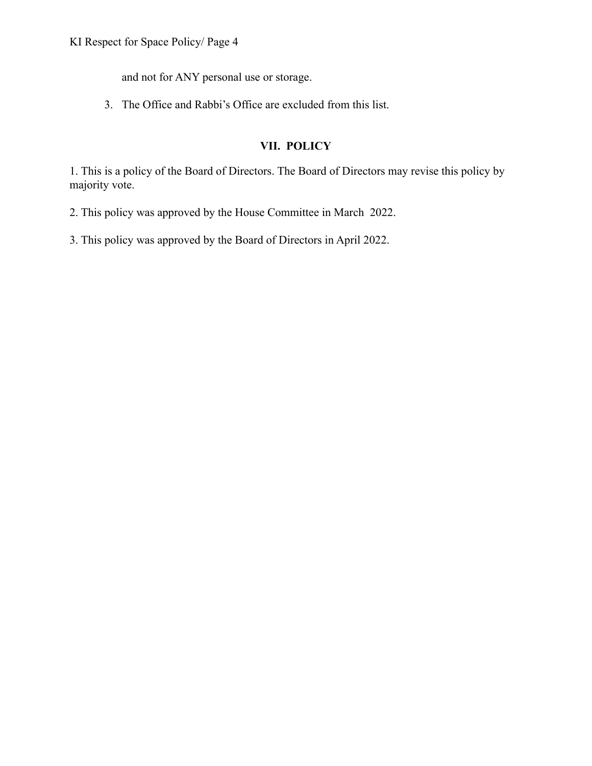and not for ANY personal use or storage.

3. The Office and Rabbi's Office are excluded from this list.

## VII. POLICY

1. This is a policy of the Board of Directors. The Board of Directors may revise this policy by majority vote.

2. This policy was approved by the House Committee in March 2022.

3. This policy was approved by the Board of Directors in April 2022.